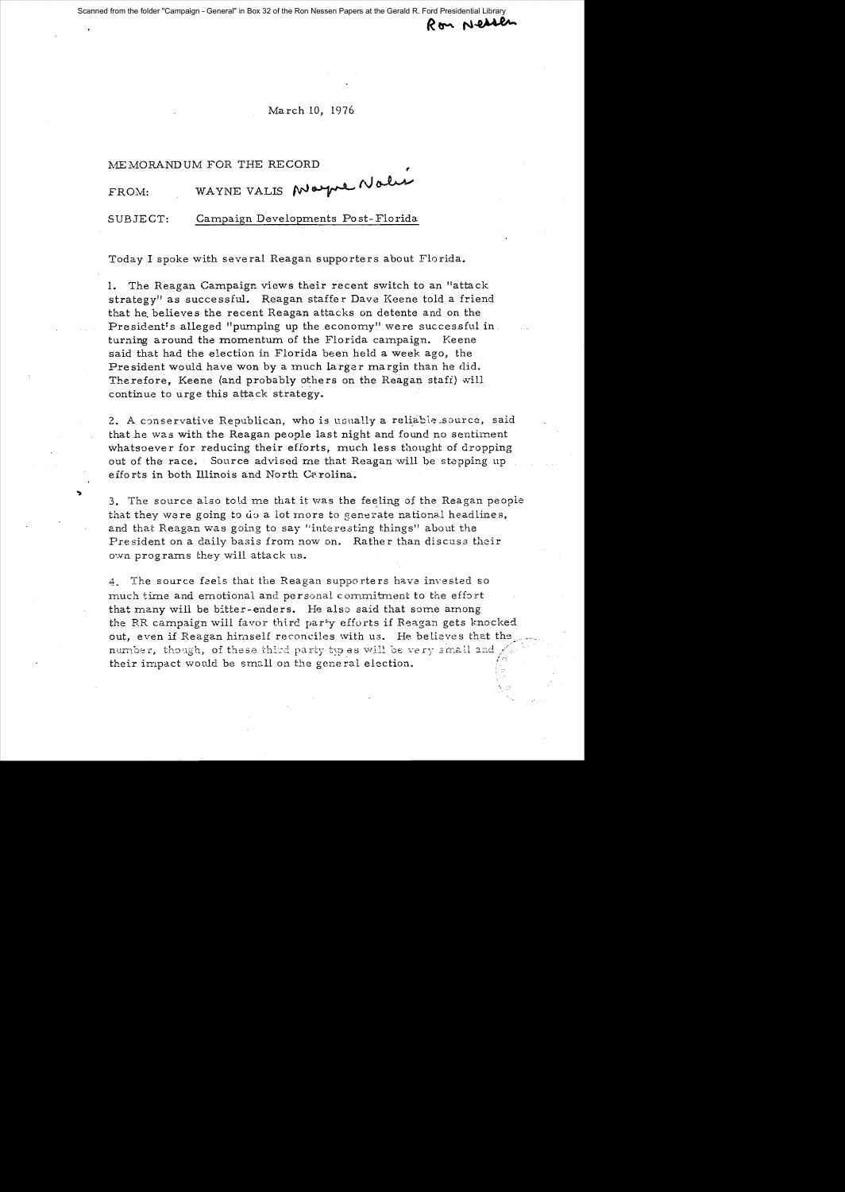Scanned from the folder "Campaign - General" in Box 32 of the Ron Nessen Papers at the Gerald R. Ford Presidential Library

Ron Nessen

March 10, 1976

MEMORANDUM FOR THE RECORD

FROM: WAYNE VALIS *Wayne Valis*

SUBJECT: Campaign Developments Post-Florida

Today I spoke with several Reagan supporters about Florida.

1. The Reagan Campaign views their recent switch to an "attack strategy" as successful. Reagan staffer Dave Keene told a friend that he believes the recent Reagan attacks on detente and on the President's alleged "pumping up the economy" were successful in turning around the momentum of the Florida campaign. Keene said that had the election in Florida been held a week ago, the President would have won by a much larger margin than he did. Therefore, Keene (and probably others on the Reagan staff) will continue to urge this attack strategy.

2. A conservative Republican, who is usually a reliable source, said that he was with the Reagan people last night and found no sentiment whatsoever for reducing their efforts, much less thought of dropping out of the race. Source advised me that Reagan will be stepping up efforts in both Illinois and North Carolina.

3. The source also told me that it was the feeling of the Reagan people that they were going to do a lot more to generate national headlines, and that Reagan was going to say "interesting things" about the President on a daily basis from now on. Rather than discuss their own programs they will attack us.

4. The source feels that the Reagan supporters have invested so much time and emotional and personal commitment to the effort that many will be bitter-enders. He also said that some among the RR campaign will favor third party efforts if Reagan gets knocked out, even if Reagan himself reconciles with us. He believes that the number, though, of these third party types will be very small and their impact would be small on the general election.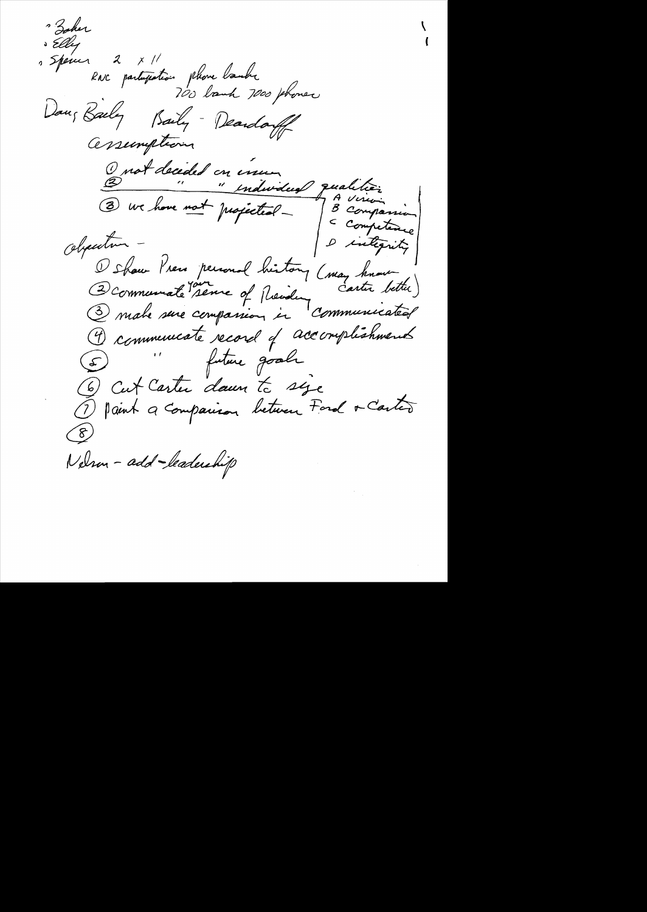- Baker
- Elly
- Spencer 2 x 11

RNC participation phone banks
700 bank 7000 phones

Doug Bailey Baily - Deardorff

assumption

① not decided on issues
② " " individual qualities
③ we have not projected -

A vision
B compassion
C competence
D integrity

objective -

① show Pres personal history (may know Carter better)
② communicate your sense of Presidency
③ make sure compassion is communicated
④ communicate record of accomplishments
⑤ " future goals
⑥ Cut Carter down to size
⑦ paint a comparison between Ford & Carter
⑧

Nelson - add - leadership